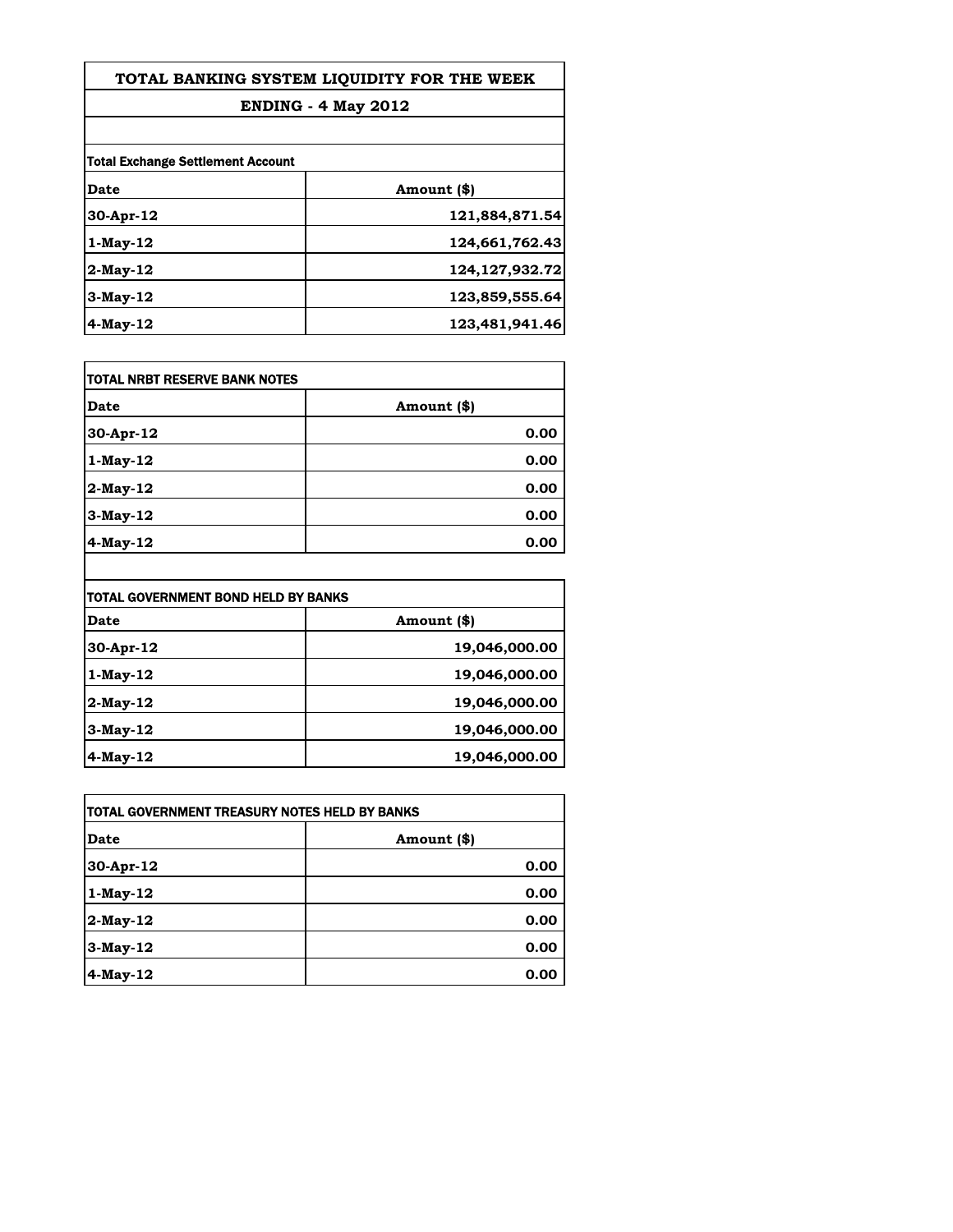# TOTAL BANKING SYSTEM LIQUIDITY FOR THE WEEK

## ENDING - 4 May 2012

**Total Exchange Settlement Account**

| Date | Amount ($) |
|---|---|
| 30-Apr-12 | 121,884,871.54 |
| 1-May-12 | 124,661,762.43 |
| 2-May-12 | 124,127,932.72 |
| 3-May-12 | 123,859,555.64 |
| 4-May-12 | 123,481,941.46 |

**TOTAL NRBT RESERVE BANK NOTES**

| Date | Amount ($) |
|---|---|
| 30-Apr-12 | 0.00 |
| 1-May-12 | 0.00 |
| 2-May-12 | 0.00 |
| 3-May-12 | 0.00 |
| 4-May-12 | 0.00 |

**TOTAL GOVERNMENT BOND HELD BY BANKS**

| Date | Amount ($) |
|---|---|
| 30-Apr-12 | 19,046,000.00 |
| 1-May-12 | 19,046,000.00 |
| 2-May-12 | 19,046,000.00 |
| 3-May-12 | 19,046,000.00 |
| 4-May-12 | 19,046,000.00 |

**TOTAL GOVERNMENT TREASURY NOTES HELD BY BANKS**

| Date | Amount ($) |
|---|---|
| 30-Apr-12 | 0.00 |
| 1-May-12 | 0.00 |
| 2-May-12 | 0.00 |
| 3-May-12 | 0.00 |
| 4-May-12 | 0.00 |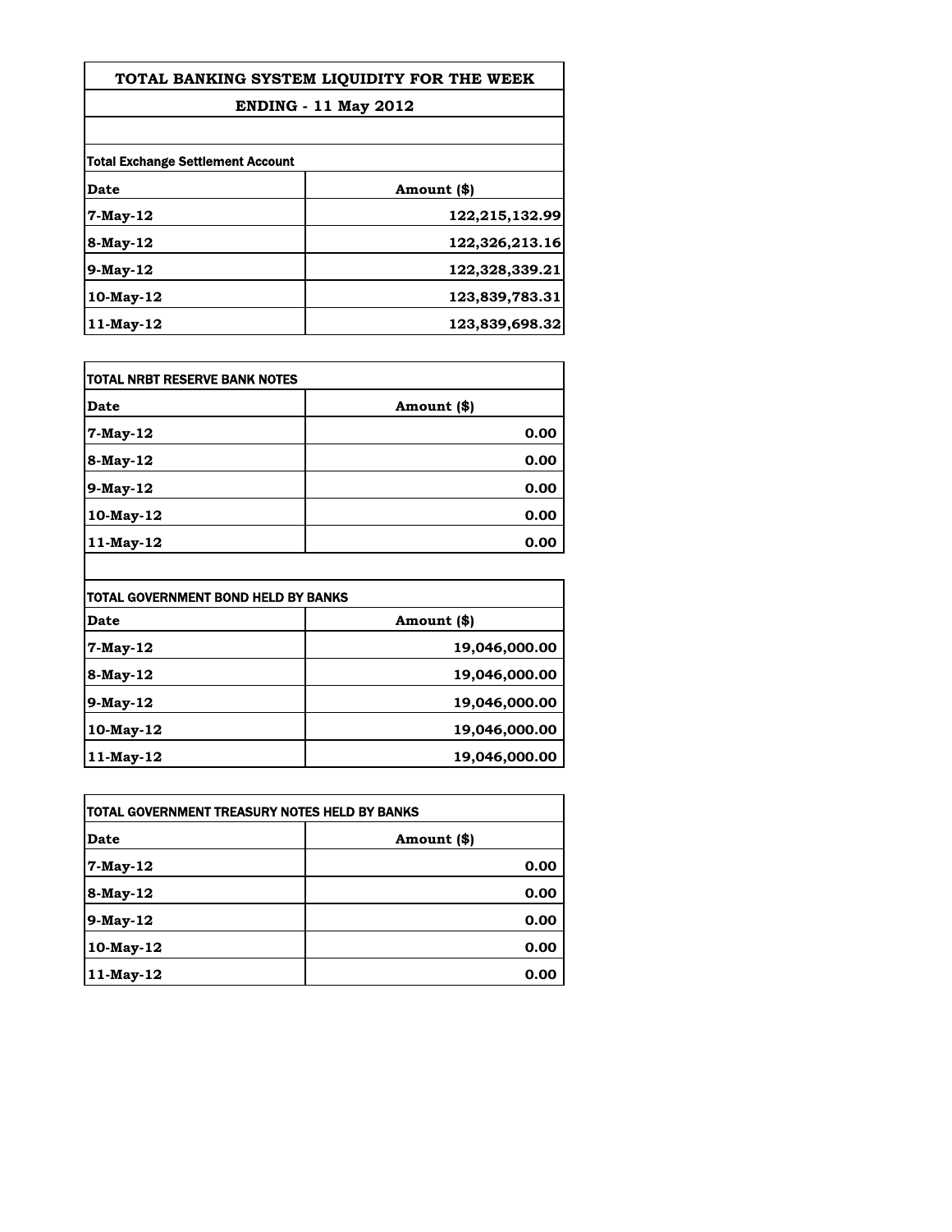# TOTAL BANKING SYSTEM LIQUIDITY FOR THE WEEK

## ENDING - 11 May 2012

**Total Exchange Settlement Account**

| Date | Amount ($) |
|---|---|
| 7-May-12 | 122,215,132.99 |
| 8-May-12 | 122,326,213.16 |
| 9-May-12 | 122,328,339.21 |
| 10-May-12 | 123,839,783.31 |
| 11-May-12 | 123,839,698.32 |

**TOTAL NRBT RESERVE BANK NOTES**

| Date | Amount ($) |
|---|---|
| 7-May-12 | 0.00 |
| 8-May-12 | 0.00 |
| 9-May-12 | 0.00 |
| 10-May-12 | 0.00 |
| 11-May-12 | 0.00 |

**TOTAL GOVERNMENT BOND HELD BY BANKS**

| Date | Amount ($) |
|---|---|
| 7-May-12 | 19,046,000.00 |
| 8-May-12 | 19,046,000.00 |
| 9-May-12 | 19,046,000.00 |
| 10-May-12 | 19,046,000.00 |
| 11-May-12 | 19,046,000.00 |

**TOTAL GOVERNMENT TREASURY NOTES HELD BY BANKS**

| Date | Amount ($) |
|---|---|
| 7-May-12 | 0.00 |
| 8-May-12 | 0.00 |
| 9-May-12 | 0.00 |
| 10-May-12 | 0.00 |
| 11-May-12 | 0.00 |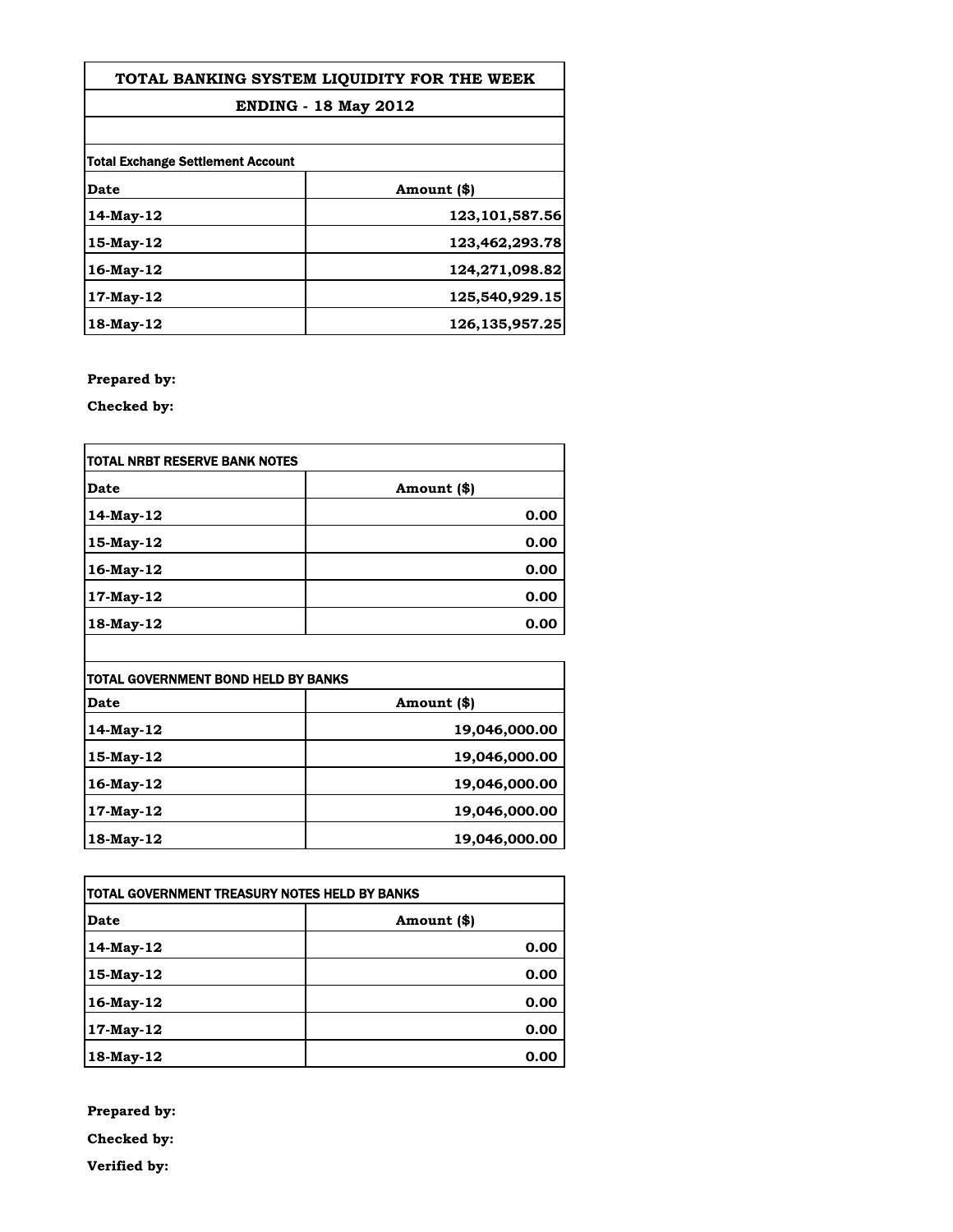# TOTAL BANKING SYSTEM LIQUIDITY FOR THE WEEK

## ENDING - 18 May 2012

**Total Exchange Settlement Account**

| Date | Amount ($) |
|---|---|
| 14-May-12 | 123,101,587.56 |
| 15-May-12 | 123,462,293.78 |
| 16-May-12 | 124,271,098.82 |
| 17-May-12 | 125,540,929.15 |
| 18-May-12 | 126,135,957.25 |

**Prepared by:**

**Checked by:**

**TOTAL NRBT RESERVE BANK NOTES**

| Date | Amount ($) |
|---|---|
| 14-May-12 | 0.00 |
| 15-May-12 | 0.00 |
| 16-May-12 | 0.00 |
| 17-May-12 | 0.00 |
| 18-May-12 | 0.00 |

**TOTAL GOVERNMENT BOND HELD BY BANKS**

| Date | Amount ($) |
|---|---|
| 14-May-12 | 19,046,000.00 |
| 15-May-12 | 19,046,000.00 |
| 16-May-12 | 19,046,000.00 |
| 17-May-12 | 19,046,000.00 |
| 18-May-12 | 19,046,000.00 |

**TOTAL GOVERNMENT TREASURY NOTES HELD BY BANKS**

| Date | Amount ($) |
|---|---|
| 14-May-12 | 0.00 |
| 15-May-12 | 0.00 |
| 16-May-12 | 0.00 |
| 17-May-12 | 0.00 |
| 18-May-12 | 0.00 |

**Prepared by:**

**Checked by:**

**Verified by:**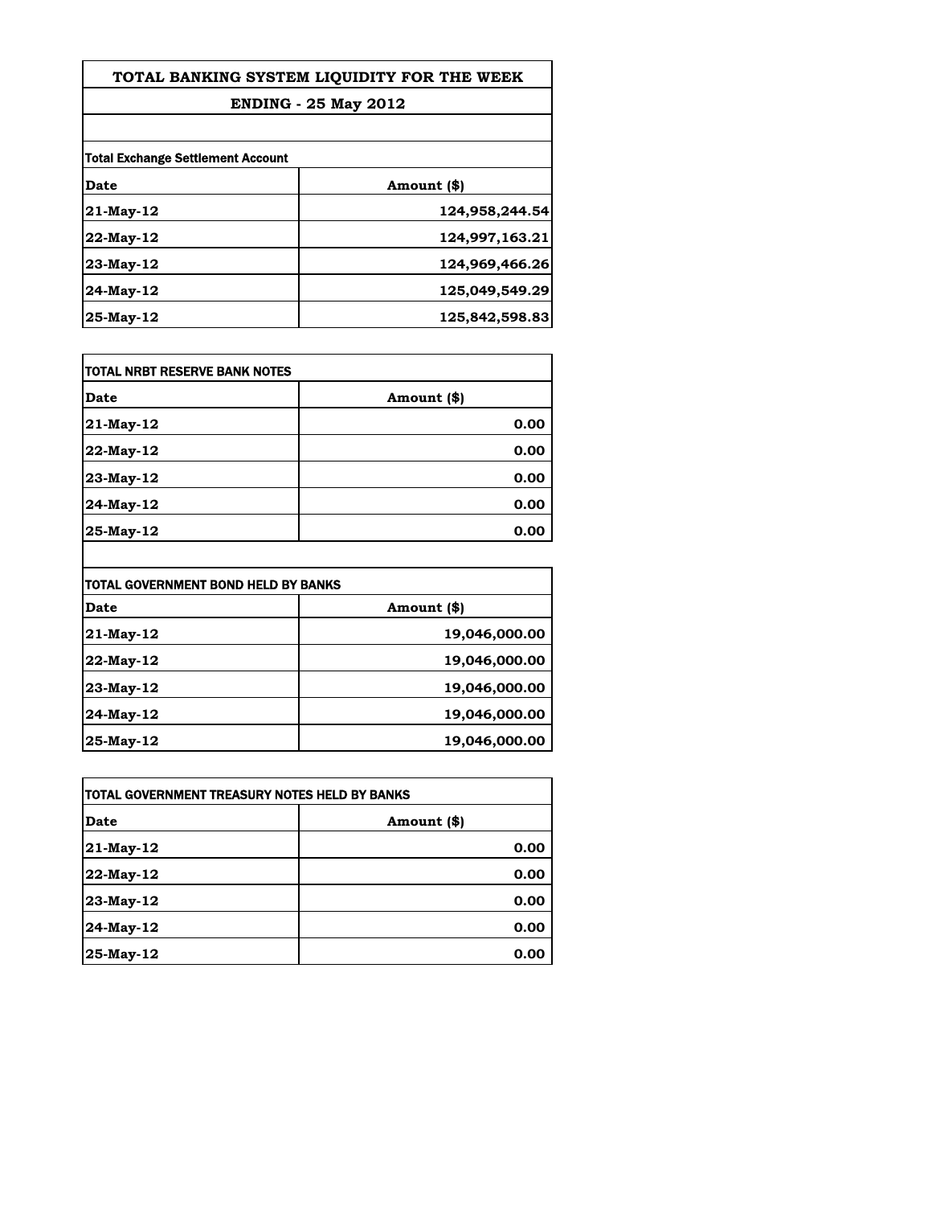# TOTAL BANKING SYSTEM LIQUIDITY FOR THE WEEK

## ENDING - 25 May 2012

**Total Exchange Settlement Account**

| Date | Amount ($) |
|---|---|
| 21-May-12 | 124,958,244.54 |
| 22-May-12 | 124,997,163.21 |
| 23-May-12 | 124,969,466.26 |
| 24-May-12 | 125,049,549.29 |
| 25-May-12 | 125,842,598.83 |

**TOTAL NRBT RESERVE BANK NOTES**

| Date | Amount ($) |
|---|---|
| 21-May-12 | 0.00 |
| 22-May-12 | 0.00 |
| 23-May-12 | 0.00 |
| 24-May-12 | 0.00 |
| 25-May-12 | 0.00 |

**TOTAL GOVERNMENT BOND HELD BY BANKS**

| Date | Amount ($) |
|---|---|
| 21-May-12 | 19,046,000.00 |
| 22-May-12 | 19,046,000.00 |
| 23-May-12 | 19,046,000.00 |
| 24-May-12 | 19,046,000.00 |
| 25-May-12 | 19,046,000.00 |

**TOTAL GOVERNMENT TREASURY NOTES HELD BY BANKS**

| Date | Amount ($) |
|---|---|
| 21-May-12 | 0.00 |
| 22-May-12 | 0.00 |
| 23-May-12 | 0.00 |
| 24-May-12 | 0.00 |
| 25-May-12 | 0.00 |